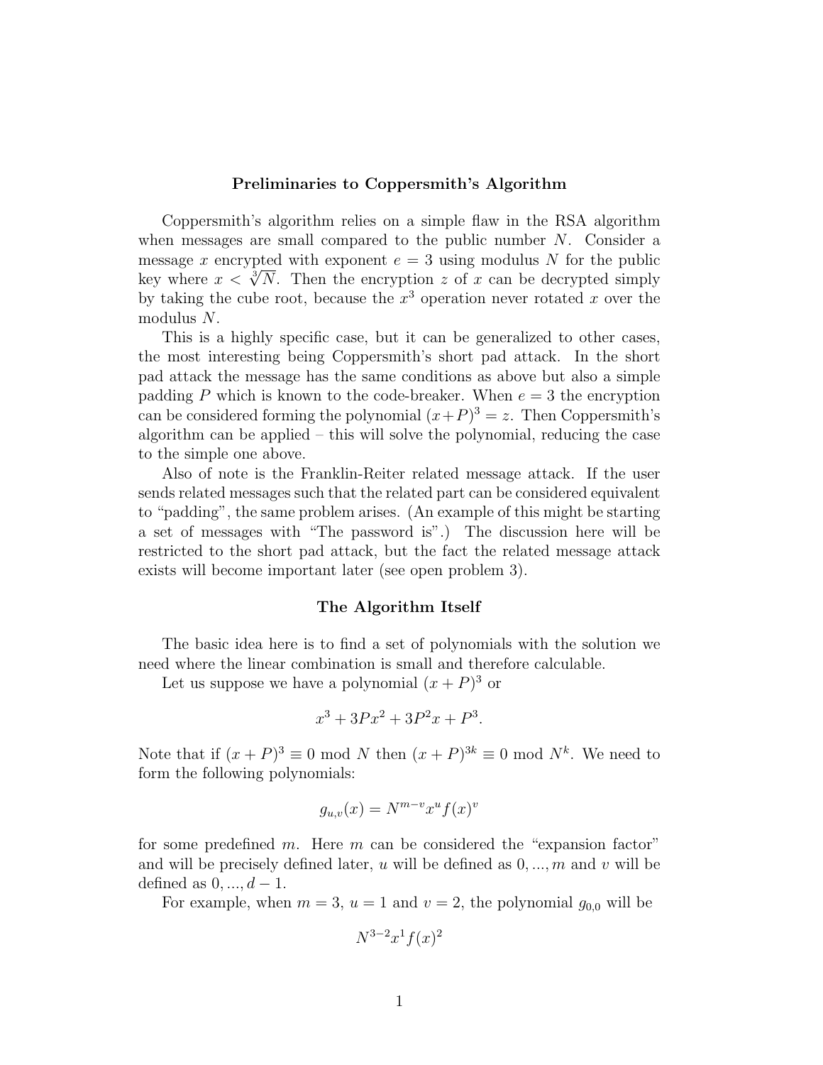## Preliminaries to Coppersmith's Algorithm

Coppersmith's algorithm relies on a simple flaw in the RSA algorithm when messages are small compared to the public number $N$. Consider a message $x$ encrypted with exponent $e = 3$ using modulus $N$ for the public key where $x < \sqrt[3]{N}$. Then the encryption $z$ of $x$ can be decrypted simply by taking the cube root, because the $x^3$ operation never rotated $x$ over the modulus $N$.

This is a highly specific case, but it can be generalized to other cases, the most interesting being Coppersmith's short pad attack. In the short pad attack the message has the same conditions as above but also a simple padding $P$ which is known to the code-breaker. When $e = 3$ the encryption can be considered forming the polynomial $(x+P)^3 = z$. Then Coppersmith's algorithm can be applied – this will solve the polynomial, reducing the case to the simple one above.

Also of note is the Franklin-Reiter related message attack. If the user sends related messages such that the related part can be considered equivalent to "padding", the same problem arises. (An example of this might be starting a set of messages with "The password is".) The discussion here will be restricted to the short pad attack, but the fact the related message attack exists will become important later (see open problem 3).

## The Algorithm Itself

The basic idea here is to find a set of polynomials with the solution we need where the linear combination is small and therefore calculable.

Let us suppose we have a polynomial $(x + P)^3$ or

$$x^3 + 3Px^2 + 3P^2x + P^3.$$

Note that if $(x + P)^3 \equiv 0 \bmod N$ then $(x + P)^{3k} \equiv 0 \bmod N^k$. We need to form the following polynomials:

$$g_{u,v}(x) = N^{m-v}x^u f(x)^v$$

for some predefined $m$. Here $m$ can be considered the "expansion factor" and will be precisely defined later, $u$ will be defined as $0, ..., m$ and $v$ will be defined as $0, ..., d - 1$.

For example, when $m = 3$, $u = 1$ and $v = 2$, the polynomial $g_{0,0}$ will be

$$N^{3-2}x^1 f(x)^2$$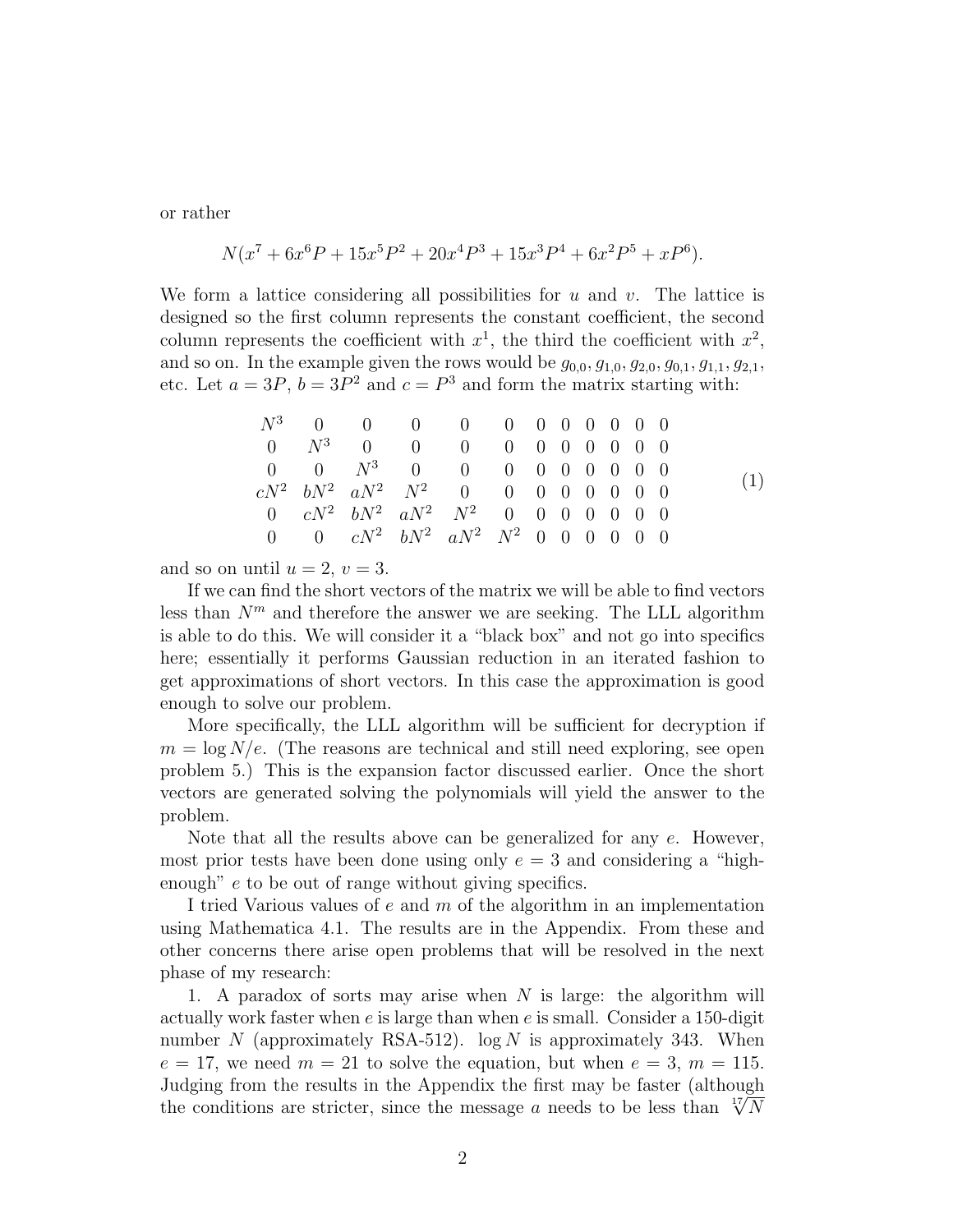or rather

$$N(x^7 + 6x^6P + 15x^5P^2 + 20x^4P^3 + 15x^3P^4 + 6x^2P^5 + xP^6).$$

We form a lattice considering all possibilities for $u$ and $v$. The lattice is designed so the first column represents the constant coefficient, the second column represents the coefficient with $x^1$, the third the coefficient with $x^2$, and so on. In the example given the rows would be $g_{0,0}, g_{1,0}, g_{2,0}, g_{0,1}, g_{1,1}, g_{2,1}$, etc. Let $a = 3P$, $b = 3P^2$ and $c = P^3$ and form the matrix starting with:

$$\begin{array}{cccccccccccc}
N^3 & 0 & 0 & 0 & 0 & 0 & 0 & 0 & 0 & 0 & 0 & 0 \\
0 & N^3 & 0 & 0 & 0 & 0 & 0 & 0 & 0 & 0 & 0 & 0 \\
0 & 0 & N^3 & 0 & 0 & 0 & 0 & 0 & 0 & 0 & 0 & 0 \\
cN^2 & bN^2 & aN^2 & N^2 & 0 & 0 & 0 & 0 & 0 & 0 & 0 & 0 \\
0 & cN^2 & bN^2 & aN^2 & N^2 & 0 & 0 & 0 & 0 & 0 & 0 & 0 \\
0 & 0 & cN^2 & bN^2 & aN^2 & N^2 & 0 & 0 & 0 & 0 & 0 & 0
\end{array} \quad (1)$$

and so on until $u = 2$, $v = 3$.

If we can find the short vectors of the matrix we will be able to find vectors less than $N^m$ and therefore the answer we are seeking. The LLL algorithm is able to do this. We will consider it a "black box" and not go into specifics here; essentially it performs Gaussian reduction in an iterated fashion to get approximations of short vectors. In this case the approximation is good enough to solve our problem.

More specifically, the LLL algorithm will be sufficient for decryption if $m = \log N/e$. (The reasons are technical and still need exploring, see open problem 5.) This is the expansion factor discussed earlier. Once the short vectors are generated solving the polynomials will yield the answer to the problem.

Note that all the results above can be generalized for any $e$. However, most prior tests have been done using only $e = 3$ and considering a "high-enough" $e$ to be out of range without giving specifics.

I tried Various values of $e$ and $m$ of the algorithm in an implementation using Mathematica 4.1. The results are in the Appendix. From these and other concerns there arise open problems that will be resolved in the next phase of my research:

1. A paradox of sorts may arise when $N$ is large: the algorithm will actually work faster when $e$ is large than when $e$ is small. Consider a 150-digit number $N$ (approximately RSA-512). $\log N$ is approximately 343. When $e = 17$, we need $m = 21$ to solve the equation, but when $e = 3$, $m = 115$. Judging from the results in the Appendix the first may be faster (although the conditions are stricter, since the message $a$ needs to be less than $\sqrt[17]{N}$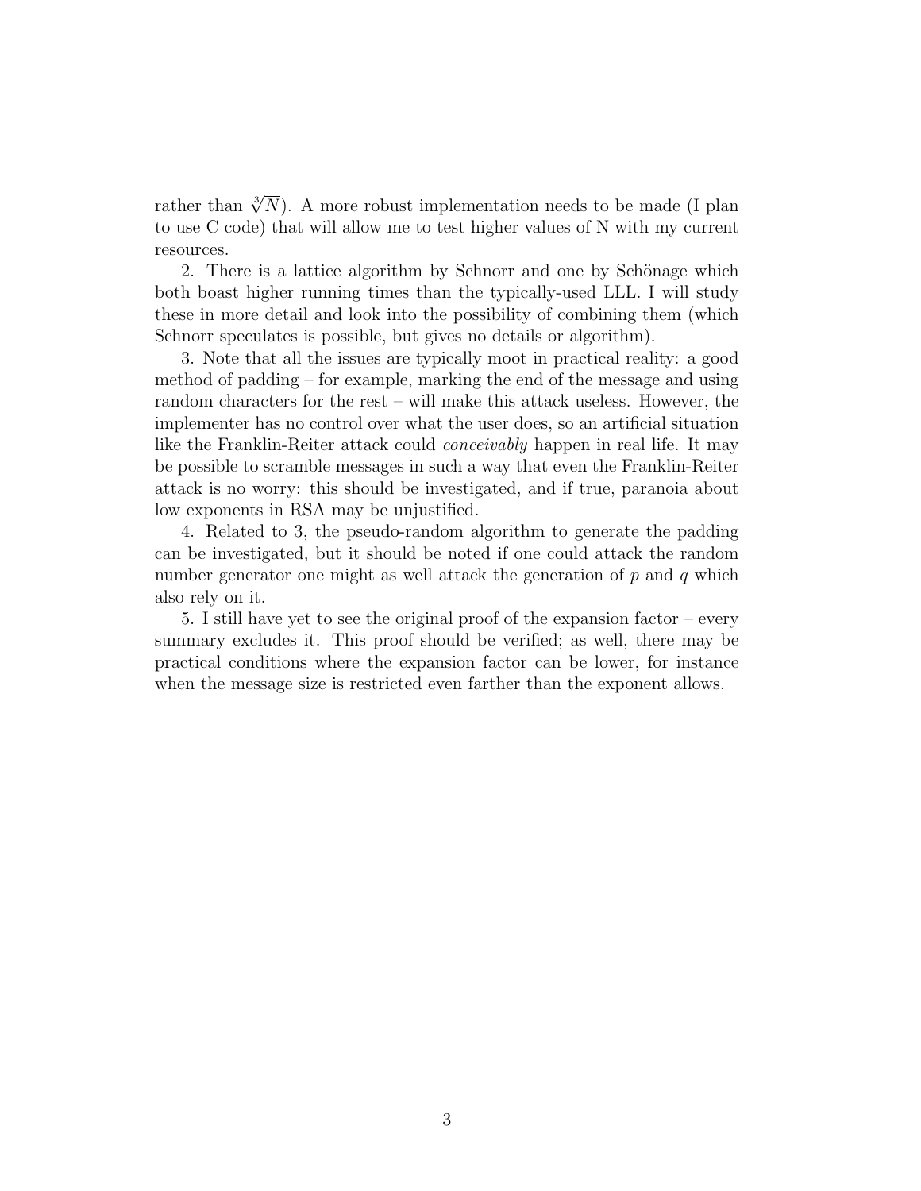rather than $\sqrt[3]{N}$). A more robust implementation needs to be made (I plan to use C code) that will allow me to test higher values of N with my current resources.

2. There is a lattice algorithm by Schnorr and one by Schönage which both boast higher running times than the typically-used LLL. I will study these in more detail and look into the possibility of combining them (which Schnorr speculates is possible, but gives no details or algorithm).

3. Note that all the issues are typically moot in practical reality: a good method of padding – for example, marking the end of the message and using random characters for the rest – will make this attack useless. However, the implementer has no control over what the user does, so an artificial situation like the Franklin-Reiter attack could *conceivably* happen in real life. It may be possible to scramble messages in such a way that even the Franklin-Reiter attack is no worry: this should be investigated, and if true, paranoia about low exponents in RSA may be unjustified.

4. Related to 3, the pseudo-random algorithm to generate the padding can be investigated, but it should be noted if one could attack the random number generator one might as well attack the generation of $p$ and $q$ which also rely on it.

5. I still have yet to see the original proof of the expansion factor – every summary excludes it. This proof should be verified; as well, there may be practical conditions where the expansion factor can be lower, for instance when the message size is restricted even farther than the exponent allows.